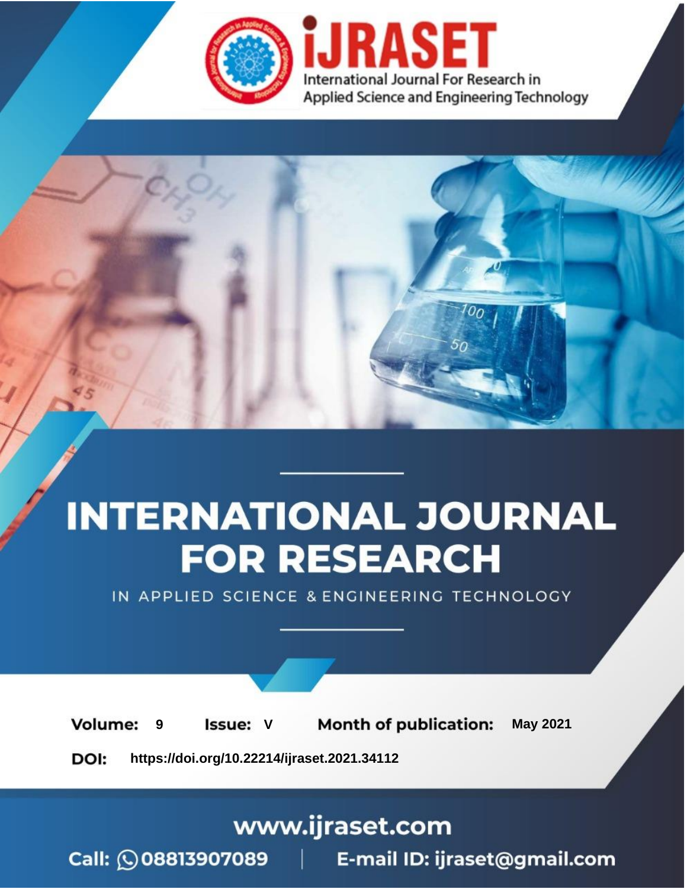iJRASET

International Journal For Research in Applied Science and Engineering Technology

# INTERNATIONAL JOURNAL FOR RESEARCH

IN APPLIED SCIENCE & ENGINEERING TECHNOLOGY

**Volume:** 9 **Issue:** V **Month of publication:** May 2021

**DOI:** https://doi.org/10.22214/ijraset.2021.34112

www.ijraset.com

Call: 08813907089 | E-mail ID: ijraset@gmail.com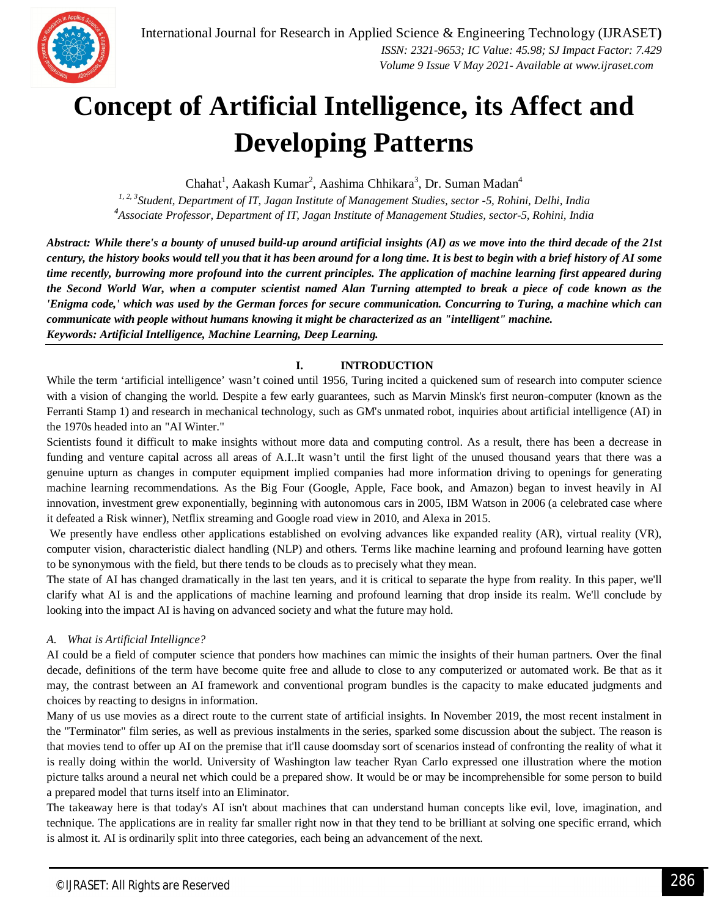# Concept of Artificial Intelligence, its Affect and Developing Patterns

Chahat[1], Aakash Kumar[2], Aashima Chhikara[3], Dr. Suman Madan[4]

[1, 2, 3]*Student, Department of IT, Jagan Institute of Management Studies, sector -5, Rohini, Delhi, India*
[4]*Associate Professor, Department of IT, Jagan Institute of Management Studies, sector-5, Rohini, India*

***Abstract:** While there's a bounty of unused build-up around artificial insights (AI) as we move into the third decade of the 21st century, the history books would tell you that it has been around for a long time. It is best to begin with a brief history of AI some time recently, burrowing more profound into the current principles. The application of machine learning first appeared during the Second World War, when a computer scientist named Alan Turning attempted to break a piece of code known as the 'Enigma code,' which was used by the German forces for secure communication. Concurring to Turing, a machine which can communicate with people without humans knowing it might be characterized as an "intelligent" machine.*

***Keywords:** Artificial Intelligence, Machine Learning, Deep Learning.*

## I. INTRODUCTION

While the term 'artificial intelligence' wasn't coined until 1956, Turing incited a quickened sum of research into computer science with a vision of changing the world. Despite a few early guarantees, such as Marvin Minsk's first neuron-computer (known as the Ferranti Stamp 1) and research in mechanical technology, such as GM's unmated robot, inquiries about artificial intelligence (AI) in the 1970s headed into an "AI Winter."

Scientists found it difficult to make insights without more data and computing control. As a result, there has been a decrease in funding and venture capital across all areas of A.I..It wasn't until the first light of the unused thousand years that there was a genuine upturn as changes in computer equipment implied companies had more information driving to openings for generating machine learning recommendations. As the Big Four (Google, Apple, Face book, and Amazon) began to invest heavily in AI innovation, investment grew exponentially, beginning with autonomous cars in 2005, IBM Watson in 2006 (a celebrated case where it defeated a Risk winner), Netflix streaming and Google road view in 2010, and Alexa in 2015.

We presently have endless other applications established on evolving advances like expanded reality (AR), virtual reality (VR), computer vision, characteristic dialect handling (NLP) and others. Terms like machine learning and profound learning have gotten to be synonymous with the field, but there tends to be clouds as to precisely what they mean.

The state of AI has changed dramatically in the last ten years, and it is critical to separate the hype from reality. In this paper, we'll clarify what AI is and the applications of machine learning and profound learning that drop inside its realm. We'll conclude by looking into the impact AI is having on advanced society and what the future may hold.

### A. What is Artificial Intellignce?

AI could be a field of computer science that ponders how machines can mimic the insights of their human partners. Over the final decade, definitions of the term have become quite free and allude to close to any computerized or automated work. Be that as it may, the contrast between an AI framework and conventional program bundles is the capacity to make educated judgments and choices by reacting to designs in information.

Many of us use movies as a direct route to the current state of artificial insights. In November 2019, the most recent instalment in the "Terminator" film series, as well as previous instalments in the series, sparked some discussion about the subject. The reason is that movies tend to offer up AI on the premise that it'll cause doomsday sort of scenarios instead of confronting the reality of what it is really doing within the world. University of Washington law teacher Ryan Carlo expressed one illustration where the motion picture talks around a neural net which could be a prepared show. It would be or may be incomprehensible for some person to build a prepared model that turns itself into an Eliminator.

The takeaway here is that today's AI isn't about machines that can understand human concepts like evil, love, imagination, and technique. The applications are in reality far smaller right now in that they tend to be brilliant at solving one specific errand, which is almost it. AI is ordinarily split into three categories, each being an advancement of the next.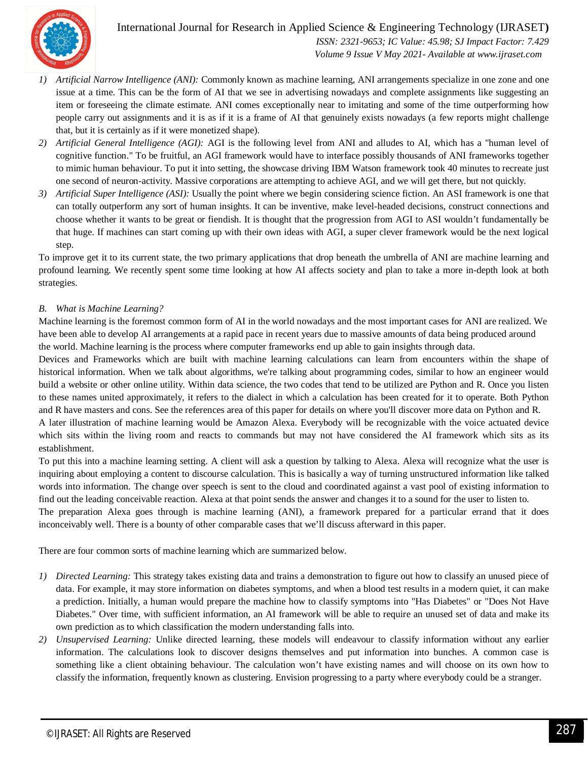1) *Artificial Narrow Intelligence (ANI):* Commonly known as machine learning, ANI arrangements specialize in one zone and one issue at a time. This can be the form of AI that we see in advertising nowadays and complete assignments like suggesting an item or foreseeing the climate estimate. ANI comes exceptionally near to imitating and some of the time outperforming how people carry out assignments and it is as if it is a frame of AI that genuinely exists nowadays (a few reports might challenge that, but it is certainly as if it were monetized shape).
2) *Artificial General Intelligence (AGI):* AGI is the following level from ANI and alludes to AI, which has a "human level of cognitive function." To be fruitful, an AGI framework would have to interface possibly thousands of ANI frameworks together to mimic human behaviour. To put it into setting, the showcase driving IBM Watson framework took 40 minutes to recreate just one second of neuron-activity. Massive corporations are attempting to achieve AGI, and we will get there, but not quickly.
3) *Artificial Super Intelligence (ASI):* Usually the point where we begin considering science fiction. An ASI framework is one that can totally outperform any sort of human insights. It can be inventive, make level-headed decisions, construct connections and choose whether it wants to be great or fiendish. It is thought that the progression from AGI to ASI wouldn't fundamentally be that huge. If machines can start coming up with their own ideas with AGI, a super clever framework would be the next logical step.

To improve get it to its current state, the two primary applications that drop beneath the umbrella of ANI are machine learning and profound learning. We recently spent some time looking at how AI affects society and plan to take a more in-depth look at both strategies.

### B. What is Machine Learning?

Machine learning is the foremost common form of AI in the world nowadays and the most important cases for ANI are realized. We have been able to develop AI arrangements at a rapid pace in recent years due to massive amounts of data being produced around the world. Machine learning is the process where computer frameworks end up able to gain insights through data.

Devices and Frameworks which are built with machine learning calculations can learn from encounters within the shape of historical information. When we talk about algorithms, we're talking about programming codes, similar to how an engineer would build a website or other online utility. Within data science, the two codes that tend to be utilized are Python and R. Once you listen to these names united approximately, it refers to the dialect in which a calculation has been created for it to operate. Both Python and R have masters and cons. See the references area of this paper for details on where you'll discover more data on Python and R.

A later illustration of machine learning would be Amazon Alexa. Everybody will be recognizable with the voice actuated device which sits within the living room and reacts to commands but may not have considered the AI framework which sits as its establishment.

To put this into a machine learning setting. A client will ask a question by talking to Alexa. Alexa will recognize what the user is inquiring about employing a content to discourse calculation. This is basically a way of turning unstructured information like talked words into information. The change over speech is sent to the cloud and coordinated against a vast pool of existing information to find out the leading conceivable reaction. Alexa at that point sends the answer and changes it to a sound for the user to listen to.

The preparation Alexa goes through is machine learning (ANI), a framework prepared for a particular errand that it does inconceivably well. There is a bounty of other comparable cases that we'll discuss afterward in this paper.

There are four common sorts of machine learning which are summarized below.

1) *Directed Learning:* This strategy takes existing data and trains a demonstration to figure out how to classify an unused piece of data. For example, it may store information on diabetes symptoms, and when a blood test results in a modern quiet, it can make a prediction. Initially, a human would prepare the machine how to classify symptoms into "Has Diabetes" or "Does Not Have Diabetes." Over time, with sufficient information, an AI framework will be able to require an unused set of data and make its own prediction as to which classification the modern understanding falls into.
2) *Unsupervised Learning:* Unlike directed learning, these models will endeavour to classify information without any earlier information. The calculations look to discover designs themselves and put information into bunches. A common case is something like a client obtaining behaviour. The calculation won't have existing names and will choose on its own how to classify the information, frequently known as clustering. Envision progressing to a party where everybody could be a stranger.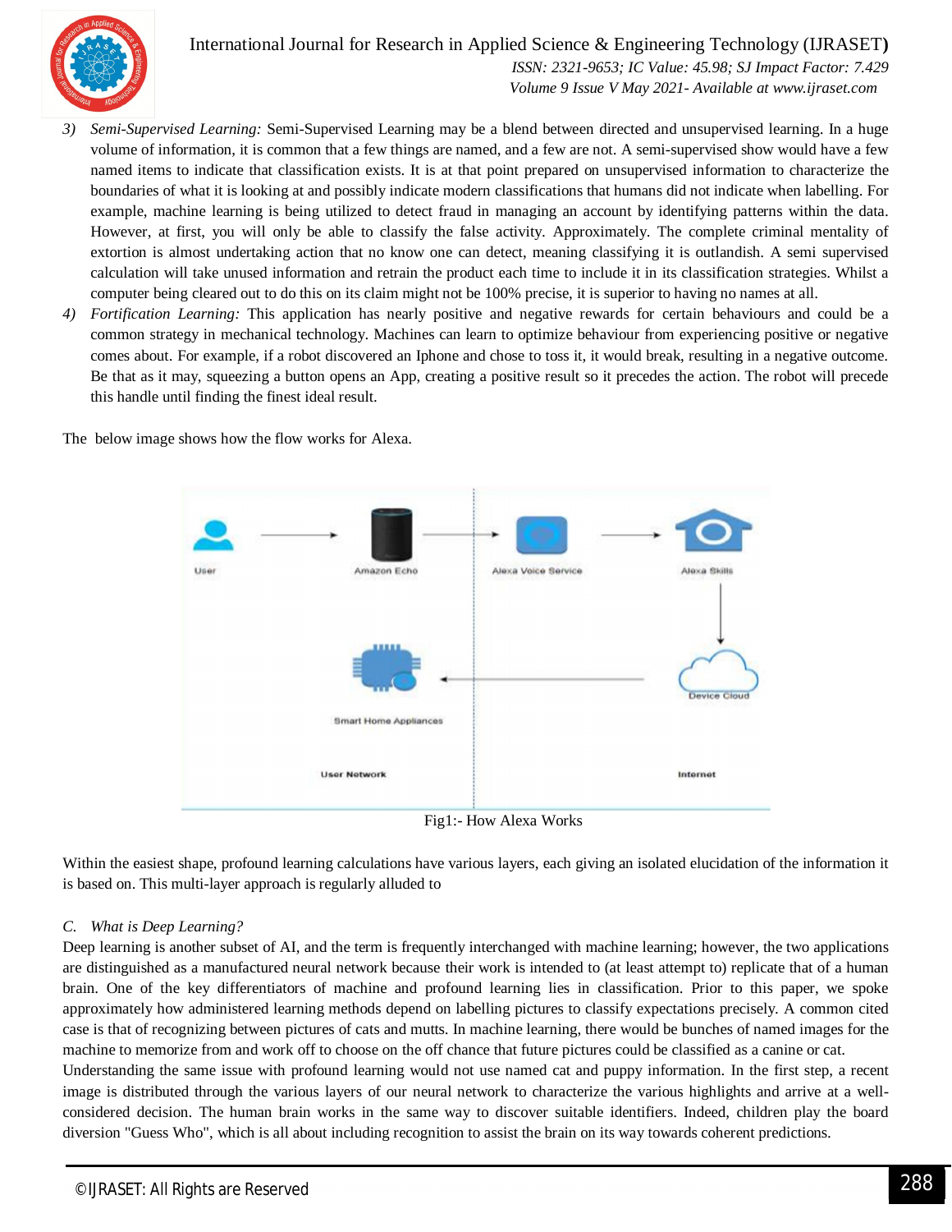3) *Semi-Supervised Learning:* Semi-Supervised Learning may be a blend between directed and unsupervised learning. In a huge volume of information, it is common that a few things are named, and a few are not. A semi-supervised show would have a few named items to indicate that classification exists. It is at that point prepared on unsupervised information to characterize the boundaries of what it is looking at and possibly indicate modern classifications that humans did not indicate when labelling. For example, machine learning is being utilized to detect fraud in managing an account by identifying patterns within the data. However, at first, you will only be able to classify the false activity. Approximately. The complete criminal mentality of extortion is almost undertaking action that no know one can detect, meaning classifying it is outlandish. A semi supervised calculation will take unused information and retrain the product each time to include it in its classification strategies. Whilst a computer being cleared out to do this on its claim might not be 100% precise, it is superior to having no names at all.
4) *Fortification Learning:* This application has nearly positive and negative rewards for certain behaviours and could be a common strategy in mechanical technology. Machines can learn to optimize behaviour from experiencing positive or negative comes about. For example, if a robot discovered an Iphone and chose to toss it, it would break, resulting in a negative outcome. Be that as it may, squeezing a button opens an App, creating a positive result so it precedes the action. The robot will precede this handle until finding the finest ideal result.

The below image shows how the flow works for Alexa.

Fig1:- How Alexa Works

Within the easiest shape, profound learning calculations have various layers, each giving an isolated elucidation of the information it is based on. This multi-layer approach is regularly alluded to

### C. *What is Deep Learning?*

Deep learning is another subset of AI, and the term is frequently interchanged with machine learning; however, the two applications are distinguished as a manufactured neural network because their work is intended to (at least attempt to) replicate that of a human brain. One of the key differentiators of machine and profound learning lies in classification. Prior to this paper, we spoke approximately how administered learning methods depend on labelling pictures to classify expectations precisely. A common cited case is that of recognizing between pictures of cats and mutts. In machine learning, there would be bunches of named images for the machine to memorize from and work off to choose on the off chance that future pictures could be classified as a canine or cat.
Understanding the same issue with profound learning would not use named cat and puppy information. In the first step, a recent image is distributed through the various layers of our neural network to characterize the various highlights and arrive at a well-considered decision. The human brain works in the same way to discover suitable identifiers. Indeed, children play the board diversion "Guess Who", which is all about including recognition to assist the brain on its way towards coherent predictions.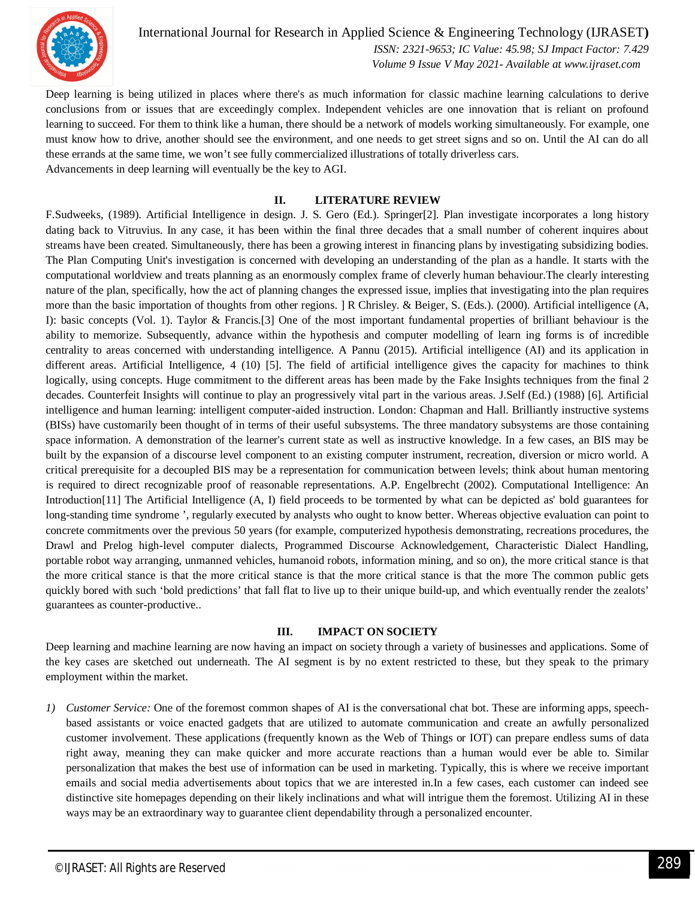Deep learning is being utilized in places where there's as much information for classic machine learning calculations to derive conclusions from or issues that are exceedingly complex. Independent vehicles are one innovation that is reliant on profound learning to succeed. For them to think like a human, there should be a network of models working simultaneously. For example, one must know how to drive, another should see the environment, and one needs to get street signs and so on. Until the AI can do all these errands at the same time, we won't see fully commercialized illustrations of totally driverless cars.

Advancements in deep learning will eventually be the key to AGI.

## II. LITERATURE REVIEW

F.Sudweeks, (1989). Artificial Intelligence in design. J. S. Gero (Ed.). Springer[2]. Plan investigate incorporates a long history dating back to Vitruvius. In any case, it has been within the final three decades that a small number of coherent inquires about streams have been created. Simultaneously, there has been a growing interest in financing plans by investigating subsidizing bodies. The Plan Computing Unit's investigation is concerned with developing an understanding of the plan as a handle. It starts with the computational worldview and treats planning as an enormously complex frame of cleverly human behaviour.The clearly interesting nature of the plan, specifically, how the act of planning changes the expressed issue, implies that investigating into the plan requires more than the basic importation of thoughts from other regions. ] R Chrisley. & Beiger, S. (Eds.). (2000). Artificial intelligence (A, I): basic concepts (Vol. 1). Taylor & Francis.[3] One of the most important fundamental properties of brilliant behaviour is the ability to memorize. Subsequently, advance within the hypothesis and computer modelling of learn ing forms is of incredible centrality to areas concerned with understanding intelligence. A Pannu (2015). Artificial intelligence (AI) and its application in different areas. Artificial Intelligence, 4 (10) [5]. The field of artificial intelligence gives the capacity for machines to think logically, using concepts. Huge commitment to the different areas has been made by the Fake Insights techniques from the final 2 decades. Counterfeit Insights will continue to play an progressively vital part in the various areas. J.Self (Ed.) (1988) [6]. Artificial intelligence and human learning: intelligent computer-aided instruction. London: Chapman and Hall. Brilliantly instructive systems (BISs) have customarily been thought of in terms of their useful subsystems. The three mandatory subsystems are those containing space information. A demonstration of the learner's current state as well as instructive knowledge. In a few cases, an BIS may be built by the expansion of a discourse level component to an existing computer instrument, recreation, diversion or micro world. A critical prerequisite for a decoupled BIS may be a representation for communication between levels; think about human mentoring is required to direct recognizable proof of reasonable representations. A.P. Engelbrecht (2002). Computational Intelligence: An Introduction[11] The Artificial Intelligence (A, I) field proceeds to be tormented by what can be depicted as' bold guarantees for long-standing time syndrome ', regularly executed by analysts who ought to know better. Whereas objective evaluation can point to concrete commitments over the previous 50 years (for example, computerized hypothesis demonstrating, recreations procedures, the Drawl and Prelog high-level computer dialects, Programmed Discourse Acknowledgement, Characteristic Dialect Handling, portable robot way arranging, unmanned vehicles, humanoid robots, information mining, and so on), the more critical stance is that the more critical stance is that the more critical stance is that the more critical stance is that the more The common public gets quickly bored with such 'bold predictions' that fall flat to live up to their unique build-up, and which eventually render the zealots' guarantees as counter-productive..

## III. IMPACT ON SOCIETY

Deep learning and machine learning are now having an impact on society through a variety of businesses and applications. Some of the key cases are sketched out underneath. The AI segment is by no extent restricted to these, but they speak to the primary employment within the market.

1) *Customer Service:* One of the foremost common shapes of AI is the conversational chat bot. These are informing apps, speech-based assistants or voice enacted gadgets that are utilized to automate communication and create an awfully personalized customer involvement. These applications (frequently known as the Web of Things or IOT) can prepare endless sums of data right away, meaning they can make quicker and more accurate reactions than a human would ever be able to. Similar personalization that makes the best use of information can be used in marketing. Typically, this is where we receive important emails and social media advertisements about topics that we are interested in.In a few cases, each customer can indeed see distinctive site homepages depending on their likely inclinations and what will intrigue them the foremost. Utilizing AI in these ways may be an extraordinary way to guarantee client dependability through a personalized encounter.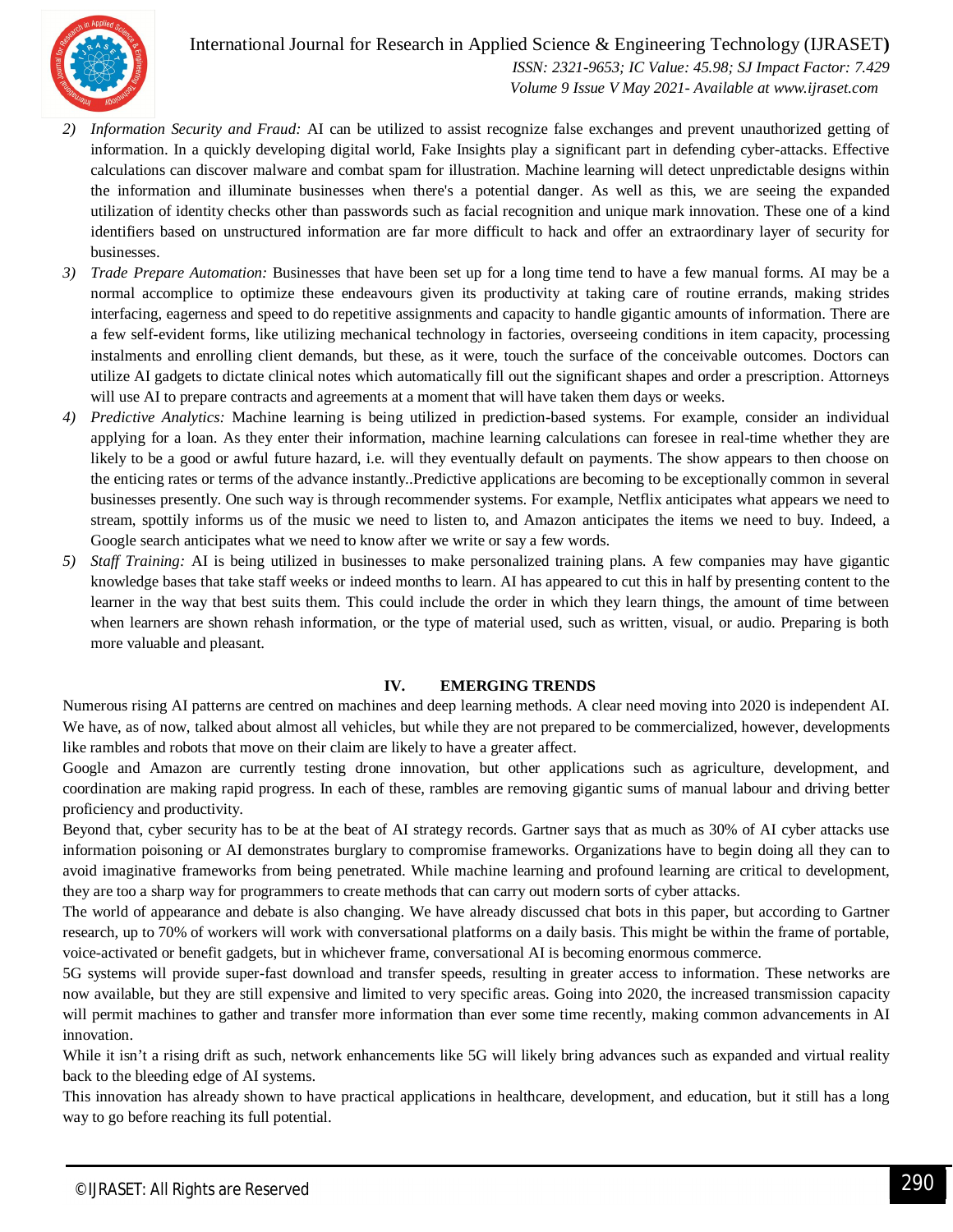2) *Information Security and Fraud:* AI can be utilized to assist recognize false exchanges and prevent unauthorized getting of information. In a quickly developing digital world, Fake Insights play a significant part in defending cyber-attacks. Effective calculations can discover malware and combat spam for illustration. Machine learning will detect unpredictable designs within the information and illuminate businesses when there's a potential danger. As well as this, we are seeing the expanded utilization of identity checks other than passwords such as facial recognition and unique mark innovation. These one of a kind identifiers based on unstructured information are far more difficult to hack and offer an extraordinary layer of security for businesses.
3) *Trade Prepare Automation:* Businesses that have been set up for a long time tend to have a few manual forms. AI may be a normal accomplice to optimize these endeavours given its productivity at taking care of routine errands, making strides interfacing, eagerness and speed to do repetitive assignments and capacity to handle gigantic amounts of information. There are a few self-evident forms, like utilizing mechanical technology in factories, overseeing conditions in item capacity, processing instalments and enrolling client demands, but these, as it were, touch the surface of the conceivable outcomes. Doctors can utilize AI gadgets to dictate clinical notes which automatically fill out the significant shapes and order a prescription. Attorneys will use AI to prepare contracts and agreements at a moment that will have taken them days or weeks.
4) *Predictive Analytics:* Machine learning is being utilized in prediction-based systems. For example, consider an individual applying for a loan. As they enter their information, machine learning calculations can foresee in real-time whether they are likely to be a good or awful future hazard, i.e. will they eventually default on payments. The show appears to then choose on the enticing rates or terms of the advance instantly..Predictive applications are becoming to be exceptionally common in several businesses presently. One such way is through recommender systems. For example, Netflix anticipates what appears we need to stream, spottily informs us of the music we need to listen to, and Amazon anticipates the items we need to buy. Indeed, a Google search anticipates what we need to know after we write or say a few words.
5) *Staff Training:* AI is being utilized in businesses to make personalized training plans. A few companies may have gigantic knowledge bases that take staff weeks or indeed months to learn. AI has appeared to cut this in half by presenting content to the learner in the way that best suits them. This could include the order in which they learn things, the amount of time between when learners are shown rehash information, or the type of material used, such as written, visual, or audio. Preparing is both more valuable and pleasant.

## IV. EMERGING TRENDS

Numerous rising AI patterns are centred on machines and deep learning methods. A clear need moving into 2020 is independent AI. We have, as of now, talked about almost all vehicles, but while they are not prepared to be commercialized, however, developments like rambles and robots that move on their claim are likely to have a greater affect.

Google and Amazon are currently testing drone innovation, but other applications such as agriculture, development, and coordination are making rapid progress. In each of these, rambles are removing gigantic sums of manual labour and driving better proficiency and productivity.

Beyond that, cyber security has to be at the beat of AI strategy records. Gartner says that as much as 30% of AI cyber attacks use information poisoning or AI demonstrates burglary to compromise frameworks. Organizations have to begin doing all they can to avoid imaginative frameworks from being penetrated. While machine learning and profound learning are critical to development, they are too a sharp way for programmers to create methods that can carry out modern sorts of cyber attacks.

The world of appearance and debate is also changing. We have already discussed chat bots in this paper, but according to Gartner research, up to 70% of workers will work with conversational platforms on a daily basis. This might be within the frame of portable, voice-activated or benefit gadgets, but in whichever frame, conversational AI is becoming enormous commerce.

5G systems will provide super-fast download and transfer speeds, resulting in greater access to information. These networks are now available, but they are still expensive and limited to very specific areas. Going into 2020, the increased transmission capacity will permit machines to gather and transfer more information than ever some time recently, making common advancements in AI innovation.

While it isn't a rising drift as such, network enhancements like 5G will likely bring advances such as expanded and virtual reality back to the bleeding edge of AI systems.

This innovation has already shown to have practical applications in healthcare, development, and education, but it still has a long way to go before reaching its full potential.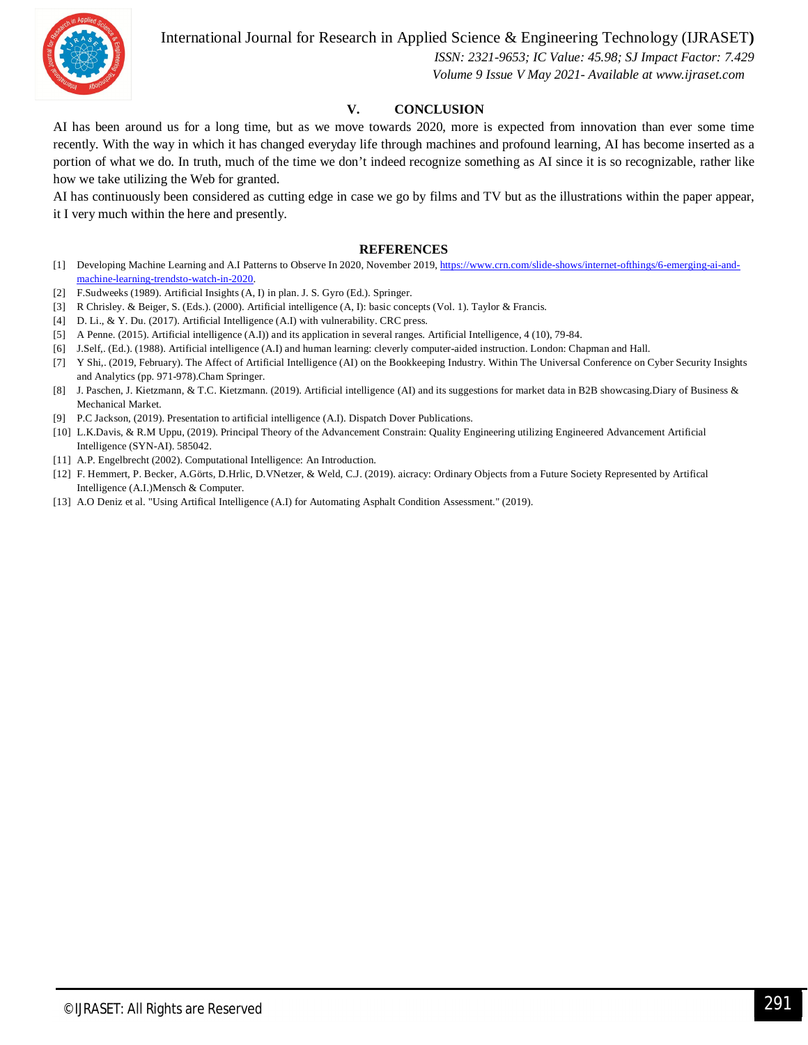## V. CONCLUSION

AI has been around us for a long time, but as we move towards 2020, more is expected from innovation than ever some time recently. With the way in which it has changed everyday life through machines and profound learning, AI has become inserted as a portion of what we do. In truth, much of the time we don't indeed recognize something as AI since it is so recognizable, rather like how we take utilizing the Web for granted.

AI has continuously been considered as cutting edge in case we go by films and TV but as the illustrations within the paper appear, it I very much within the here and presently.

## REFERENCES

[1] Developing Machine Learning and A.I Patterns to Observe In 2020, November 2019, https://www.crn.com/slide-shows/internet-ofthings/6-emerging-ai-and-machine-learning-trendsto-watch-in-2020.

[2] F.Sudweeks (1989). Artificial Insights (A, I) in plan. J. S. Gyro (Ed.). Springer.

[3] R Chrisley. & Beiger, S. (Eds.). (2000). Artificial intelligence (A, I): basic concepts (Vol. 1). Taylor & Francis.

[4] D. Li., & Y. Du. (2017). Artificial Intelligence (A.I) with vulnerability. CRC press.

[5] A Penne. (2015). Artificial intelligence (A.I)) and its application in several ranges. Artificial Intelligence, 4 (10), 79-84.

[6] J.Self,. (Ed.). (1988). Artificial intelligence (A.I) and human learning: cleverly computer-aided instruction. London: Chapman and Hall.

[7] Y Shi,. (2019, February). The Affect of Artificial Intelligence (AI) on the Bookkeeping Industry. Within The Universal Conference on Cyber Security Insights and Analytics (pp. 971-978).Cham Springer.

[8] J. Paschen, J. Kietzmann, & T.C. Kietzmann. (2019). Artificial intelligence (AI) and its suggestions for market data in B2B showcasing.Diary of Business & Mechanical Market.

[9] P.C Jackson, (2019). Presentation to artificial intelligence (A.I). Dispatch Dover Publications.

[10] L.K.Davis, & R.M Uppu, (2019). Principal Theory of the Advancement Constrain: Quality Engineering utilizing Engineered Advancement Artificial Intelligence (SYN-AI). 585042.

[11] A.P. Engelbrecht (2002). Computational Intelligence: An Introduction.

[12] F. Hemmert, P. Becker, A.Görts, D.Hrlic, D.VNetzer, & Weld, C.J. (2019). aicracy: Ordinary Objects from a Future Society Represented by Artifical Intelligence (A.I.)Mensch & Computer.

[13] A.O Deniz et al. "Using Artifical Intelligence (A.I) for Automating Asphalt Condition Assessment." (2019).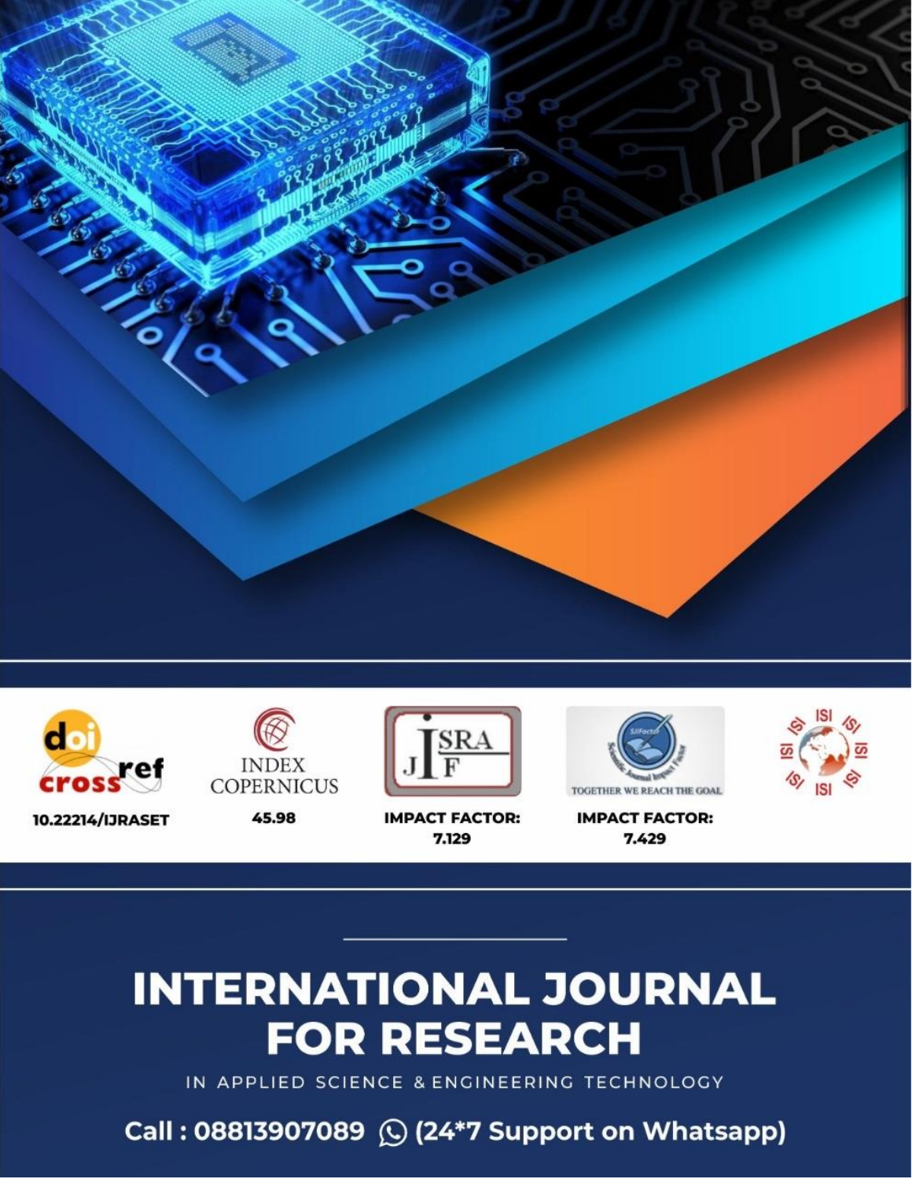10.22214/IJRASET

45.98

IMPACT FACTOR: 7.129

IMPACT FACTOR: 7.429

# INTERNATIONAL JOURNAL FOR RESEARCH

IN APPLIED SCIENCE & ENGINEERING TECHNOLOGY

Call : 08813907089 (24*7 Support on Whatsapp)